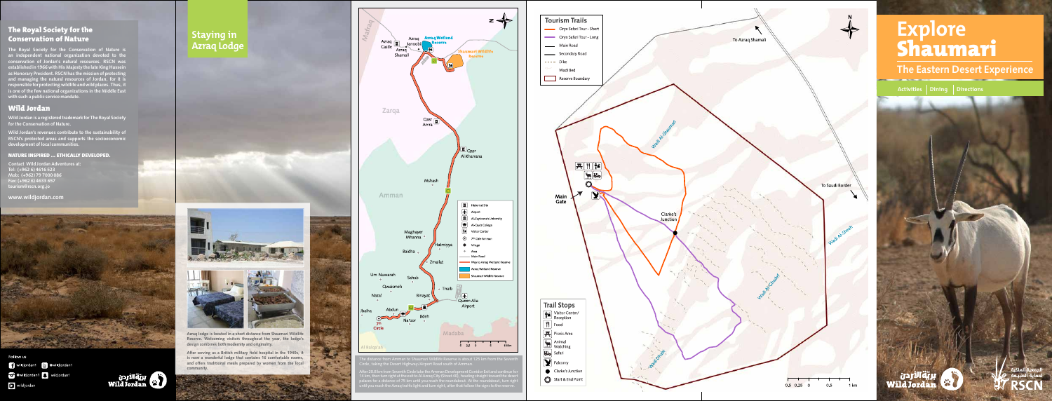## The Royal Society for the Conservation of Nature

The Royal Society for the Conservation of Nature is an independent national organization devoted to the conservation of Jordan's natural resources. RSCN was established in 1966 with His Majesty the late King Hussein as Honorary President. RSCN has the mission of protecting and managing the natural resources of Jordan, for it is responsible for protecting wildlife and wild places. Thus, it is one of the few national organizations in the Middle East with such a public service mandate.

## Wild Jordan

Wild Jordan is a registered trademark for The Royal Society for the Conservation of Nature.

Wild Jordan's revenues contribute to the sustainability of RSCN's protected areas and supports the socioeconomic development of local communities.

**NATURE INSPIRED ... ETHICALLY DEVELOPED.**

Contact Wild Jordan Adventures at:
Tel: (+962 6) 4616 523
Mob: (+962) 79 7000 086
Fax: (+962 6) 4633 657
tourism@rscn.org.jo

www.wildjordan.com

Follow us
wildjordan1 @wildjordan1
@wildjordan1 wildjordan1
wildjordan

بريّة الأردن Wild Jordan

## Staying in Azraq Lodge

Azraq lodge is located in a short distance from Shaumari Wildlife Reserve. Welcoming visitors throughout the year, the lodge's design combines both modernity and originality.

After serving as a British military field hospital in the 1940s, it is now a wonderful lodge that contains 16 comfortable rooms, and offers traditional meals prepared by women from the local community.

Mafraq | Azraq Castle | Azraq Janoobi | Azraq Shamali | Azraq Wetland Reserve | Shaumari Wildlife Reserve | Zarqa | Qasr Amra | Qasr Al Kharrana | Mshash | Amman | Maghayer Mhanna | Halmiyya | Baidha | Zmailat | Um Nuwarah | Sahab | Qwaismeh | Tnaib | Nazal | Binayat | Abdun | Queen Alia Airport | Jbaiha | 7th Circle | Na'oor | Bdeh | Madaba | Al Balqa'a

- Historical Site
- Airport
- Al-Zaytoonah University
- Al-Quds College
- Visitor Center
- 7th Circle Amman
- Village
- Area
- Main Road
- Way to Azraq Wetland Reserve
- Azraq Wetland Reserve
- Shaumari Wildlife Reserve

0 2.5 5 10 Km

The distance from Amman to Shaumari Wildlife Reserve is about 125 km from the Seventh Circle, taking the Desert Highway/Airport Road south of Amman.

After 20.8 km from Seventh Circle take the Amman Development Corridor Exit and continue for 14 km, then turn right at the exit to Al Azraq City (Street 40), heading straight toward the desert palaces for a distance of 75 km until you reach the roundabout. At the roundabout, turn right until you reach the Azraq traffic light and turn right, after that follow the signs to the reserve.

### Tourism Trails

- Oryx Safari Tour - Short
- Oryx Safari Tour - Long
- Main Road
- Secondary Road
- Dike
- Wadi Bed
- Reserve Boundary

To Azraq Shamali | Wadi Al-Shaumari | Main Gate | Clarke's Junction | To Saudi Border | Wadi Al-Sheab | Wadi Al-Ghadaf | Wadi Dhala

### Trail Stops

- Visitor Center/Reception
- Food
- Picnic Area
- Animal Watching
- Safari
- Falconry
- Clarke's Junction
- Start & End Point

0.5 0.25 0 0.5 1 km

# Explore Shaumari

## The Eastern Desert Experience

Activities | Dining | Directions

بريّة الأردن Wild Jordan

الجمعية الملكية لحماية الطبيعة RSCN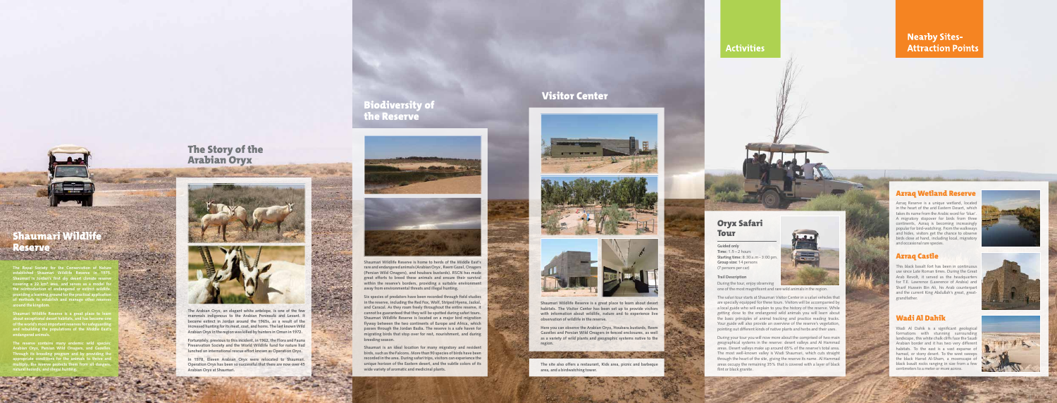# Shaumari Wildlife Reserve

The Royal Society for the Conservation of Nature established Shaumari Wildlife Reserve in 1975. Shaumari is Jordan's first dry desert climate reserve covering a 22 km² area, and serves as a model for the reintroduction of endangered or extinct wildlife, providing a learning ground for the practical application of methods to establish and manage other reserves around the kingdom.

Shaumari Wildlife Reserve is a great place to learn about exceptional desert habitats, and has become one of the world's most important reserves for safeguarding and rebuilding the populations of the Middle East's endangered animals.

The reserve contains many endemic wild species: Arabian Oryx, Persian Wild Onagers, and Gazelles. Through its breeding program and by providing the appropriate conditions for the animals to thrive and multiply, the reserve protects them from all dangers, natural hazards, and illegal hunting.

## The Story of the Arabian Oryx

The Arabian Oryx, an elegant white antelope, is one of the few mammals indigenous to the Arabian Peninsula and Levant. It became extinct in Jordan around the 1960s, as a result of the increased hunting for its meat, coat, and horns. The last known Wild Arabian Oryx in the region was killed by hunters in Oman in 1972.

Fortunately, previous to this incident, in 1962, the Flora and Fauna Preservation Society and the World Wildlife fund for nature had launched an international rescue effort known as Operation Oryx.

In 1978, Eleven Arabian Oryx were relocated to Shaumari. Operation Oryx has been so successful that there are now over 45 Arabian Oryx at Shaumari.

## Biodiversity of the Reserve

Shaumari Wildlife Reserve is home to herds of the Middle East's rare and endangered animals (Arabian Oryx, Reem Gazel, Onagers (Persian Wild Onagers), and houbara bustards). RSCN has made great efforts to breed these animals and ensure their survival within the reserve's borders, providing a suitable environment away from environmental threats and illegal hunting.

Six species of predators have been recorded through field studies in the reserve, including the Red Fox, Wolf, Striped Hyena, Jackal, and Caracal. As they roam freely throughout the entire reserve, it cannot be guaranteed that they will be spotted during safari tours. Shaumari Wildlife Reserve is located on a major bird migration flyway between the two continents of Europe and Africa, which passes through the Jordan Badia. The reserve is a safe haven for migrating birds that stop over for rest, nourishment, and during breeding season.

Shaumari is an ideal location for many migratory and resident birds, such as the Falcons. More than 90 species of birds have been recorded in the area. During safari trips, visitors can experience the unique horizon of the Eastern desert, and the subtle colors of its wide variety of aromatic and medicinal plants.

## Visitor Center

Shaumari Wildlife Reserve is a great place to learn about desert habitats. The Visitor Center has been set up to provide visitors with information about wildlife, nature and to experience live observation of wildlife in the reserve.

Here you can observe the Arabian Oryx, Houbara bustards, Reem Gazelles and Persian Wild Onagers in fenced enclosures, as well as a variety of wild plants and geographic systems native to the region.

The site also offers a restaurant, Kids area, picnic and barbeque area, and a birdwatching tower.

## Activities

### Oryx Safari Tour

**Guided only**
**Time:** 1.5 – 2 hours
**Starting time:** 8:30 a.m - 3:00 pm.
**Group size:** 14 persons
(7 persons per car)

**Trail Description**
During the tour, enjoy observing one of the most magnificent and rare wild animals in the region.

The safari tour starts at Shaumari Visitor Center in a safari vehicles that are specially equipped for these tours. Visitors will be accompanied by a local guide who will explain to you the history of the reserve. While getting close to the endangered wild animals you will learn about the basic principles of animal tracking and practice reading tracks. Your guide will also provide an overview of the reserve's vegetation, pointing out different kinds of native plants and herbs and their uses.

During your tour you will now more about the comprised of two main geographical systems in the reserve: desert valleys and Al Hammad areas. Desert valleys make up around 65% of the reserve's total area. The most well-known valley is Wadi Shaumari, which cuts straight through the heart of the site, giving the reserve its name. Al Hammad areas occupy the remaining 35% that is covered with a layer of black flint or black granite.

## Nearby Sites-Attraction Points

### Azraq Wetland Reserve

Azraq Reserve is a unique wetland, located in the heart of the arid Eastern Desert, which takes its name from the Arabic word for 'blue'. A migratory stopover for birds from three continents, Azraq is becoming increasingly popular for bird-watching. From the walkways and hides, visitors get the chance to observe birds close at hand, including local, migratory and occasional rare species.

### Azraq Castle

This black basalt fort has been in continuous use since Late Roman times. During the Great Arab Revolt, it served as the headquarters for T.E. Lawrence (Lawrence of Arabia) and Sharif Hussein Bin Ali, his Arab counterpart and the current King Abdullah's great, great-grandfather.

### Wadi Al Dahik

Wadi Al Dahik is a significant geological formations with stunning surrounding landscape, this white chalk cliffs face the Saudi Arabian border and it has two very different habitats. To the east is a vast expanse of hamad, or stony desert. To the west sweeps the black Harrat Al-Sham, a moonscape of black basalt rocks ranging in size from a few centimeters to a meter or more across.